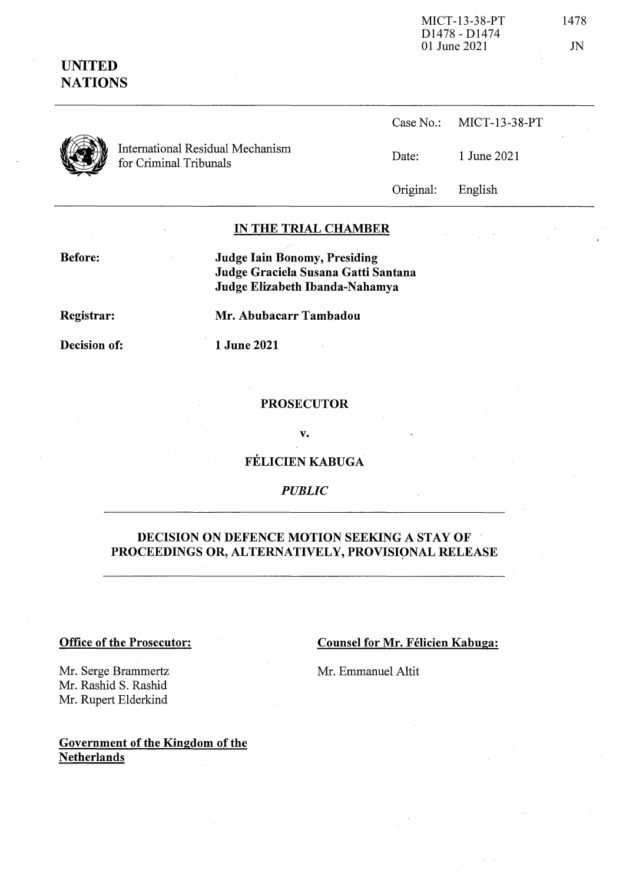MICT-13-38-PT
D1478 - D1474
01 June 2021

1478

JN

**UNITED NATIONS**

International Residual Mechanism for Criminal Tribunals

| | |
|---|---|
| Case No.: | MICT-13-38-PT |
| Date: | 1 June 2021 |
| Original: | English |

**IN THE TRIAL CHAMBER**

**Before:** **Judge Iain Bonomy, Presiding**
**Judge Graciela Susana Gatti Santana**
**Judge Elizabeth Ibanda-Nahamya**

**Registrar:** **Mr. Abubacarr Tambadou**

**Decision of:** **1 June 2021**

**PROSECUTOR**

**v.**

**FÉLICIEN KABUGA**

***PUBLIC***

**DECISION ON DEFENCE MOTION SEEKING A STAY OF PROCEEDINGS OR, ALTERNATIVELY, PROVISIONAL RELEASE**

**Office of the Prosecutor:**

Mr. Serge Brammertz
Mr. Rashid S. Rashid
Mr. Rupert Elderkind

**Counsel for Mr. Félicien Kabuga:**

Mr. Emmanuel Altit

**Government of the Kingdom of the Netherlands**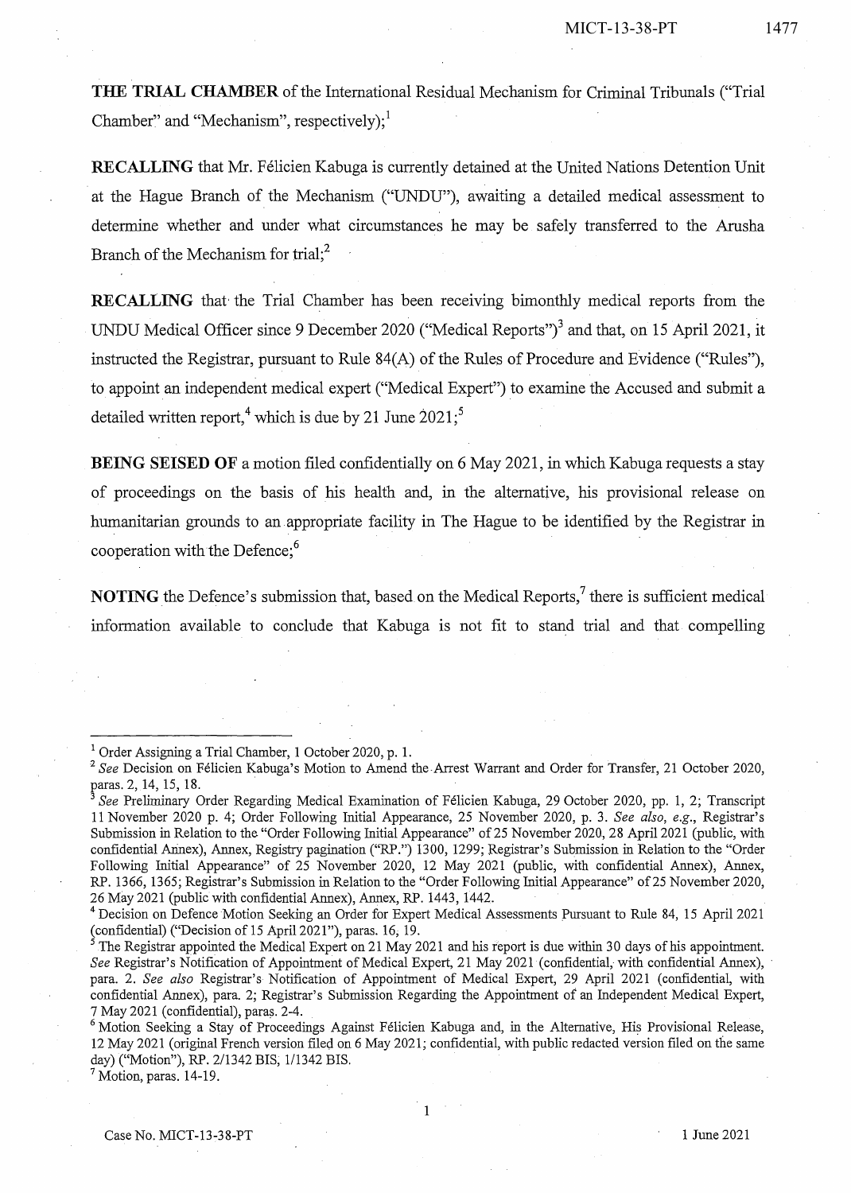**THE TRIAL CHAMBER** of the International Residual Mechanism for Criminal Tribunals ("Trial Chamber" and "Mechanism", respectively);[1]

**RECALLING** that Mr. Félicien Kabuga is currently detained at the United Nations Detention Unit at the Hague Branch of the Mechanism ("UNDU"), awaiting a detailed medical assessment to determine whether and under what circumstances he may be safely transferred to the Arusha Branch of the Mechanism for trial;[2]

**RECALLING** that the Trial Chamber has been receiving bimonthly medical reports from the UNDU Medical Officer since 9 December 2020 ("Medical Reports")[3] and that, on 15 April 2021, it instructed the Registrar, pursuant to Rule 84(A) of the Rules of Procedure and Evidence ("Rules"), to appoint an independent medical expert ("Medical Expert") to examine the Accused and submit a detailed written report,[4] which is due by 21 June 2021;[5]

**BEING SEISED OF** a motion filed confidentially on 6 May 2021, in which Kabuga requests a stay of proceedings on the basis of his health and, in the alternative, his provisional release on humanitarian grounds to an appropriate facility in The Hague to be identified by the Registrar in cooperation with the Defence;[6]

**NOTING** the Defence's submission that, based on the Medical Reports,[7] there is sufficient medical information available to conclude that Kabuga is not fit to stand trial and that compelling

---

[1] Order Assigning a Trial Chamber, 1 October 2020, p. 1.

[2] *See* Decision on Félicien Kabuga's Motion to Amend the Arrest Warrant and Order for Transfer, 21 October 2020, paras. 2, 14, 15, 18.

[3] *See* Preliminary Order Regarding Medical Examination of Félicien Kabuga, 29 October 2020, pp. 1, 2; Transcript 11 November 2020 p. 4; Order Following Initial Appearance, 25 November 2020, p. 3. *See also, e.g.*, Registrar's Submission in Relation to the "Order Following Initial Appearance" of 25 November 2020, 28 April 2021 (public, with confidential Annex), Annex, Registry pagination ("RP.") 1300, 1299; Registrar's Submission in Relation to the "Order Following Initial Appearance" of 25 November 2020, 12 May 2021 (public, with confidential Annex), Annex, RP. 1366, 1365; Registrar's Submission in Relation to the "Order Following Initial Appearance" of 25 November 2020, 26 May 2021 (public with confidential Annex), Annex, RP. 1443, 1442.

[4] Decision on Defence Motion Seeking an Order for Expert Medical Assessments Pursuant to Rule 84, 15 April 2021 (confidential) ("Decision of 15 April 2021"), paras. 16, 19.

[5] The Registrar appointed the Medical Expert on 21 May 2021 and his report is due within 30 days of his appointment. *See* Registrar's Notification of Appointment of Medical Expert, 21 May 2021 (confidential, with confidential Annex), para. 2. *See also* Registrar's Notification of Appointment of Medical Expert, 29 April 2021 (confidential, with confidential Annex), para. 2; Registrar's Submission Regarding the Appointment of an Independent Medical Expert, 7 May 2021 (confidential), paras. 2-4.

[6] Motion Seeking a Stay of Proceedings Against Félicien Kabuga and, in the Alternative, His Provisional Release, 12 May 2021 (original French version filed on 6 May 2021; confidential, with public redacted version filed on the same day) ("Motion"), RP. 2/1342 BIS, 1/1342 BIS.

[7] Motion, paras. 14-19.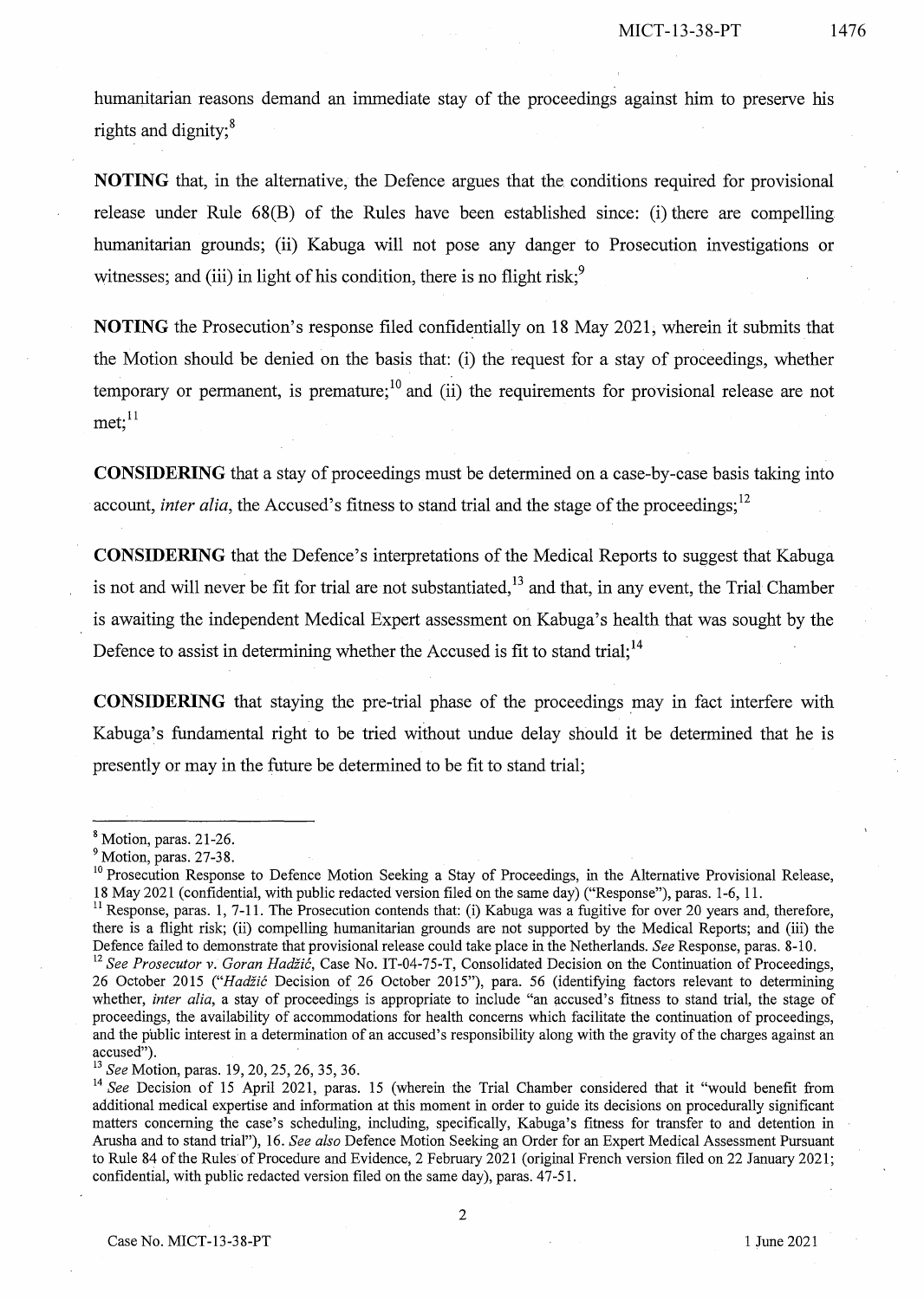humanitarian reasons demand an immediate stay of the proceedings against him to preserve his rights and dignity;[8]

**NOTING** that, in the alternative, the Defence argues that the conditions required for provisional release under Rule 68(B) of the Rules have been established since: (i) there are compelling humanitarian grounds; (ii) Kabuga will not pose any danger to Prosecution investigations or witnesses; and (iii) in light of his condition, there is no flight risk;[9]

**NOTING** the Prosecution's response filed confidentially on 18 May 2021, wherein it submits that the Motion should be denied on the basis that: (i) the request for a stay of proceedings, whether temporary or permanent, is premature;[10] and (ii) the requirements for provisional release are not met;[11]

**CONSIDERING** that a stay of proceedings must be determined on a case-by-case basis taking into account, *inter alia*, the Accused's fitness to stand trial and the stage of the proceedings;[12]

**CONSIDERING** that the Defence's interpretations of the Medical Reports to suggest that Kabuga is not and will never be fit for trial are not substantiated,[13] and that, in any event, the Trial Chamber is awaiting the independent Medical Expert assessment on Kabuga's health that was sought by the Defence to assist in determining whether the Accused is fit to stand trial;[14]

**CONSIDERING** that staying the pre-trial phase of the proceedings may in fact interfere with Kabuga's fundamental right to be tried without undue delay should it be determined that he is presently or may in the future be determined to be fit to stand trial;

---

[8] Motion, paras. 21-26.

[9] Motion, paras. 27-38.

[10] Prosecution Response to Defence Motion Seeking a Stay of Proceedings, in the Alternative Provisional Release, 18 May 2021 (confidential, with public redacted version filed on the same day) ("Response"), paras. 1-6, 11.

[11] Response, paras. 1, 7-11. The Prosecution contends that: (i) Kabuga was a fugitive for over 20 years and, therefore, there is a flight risk; (ii) compelling humanitarian grounds are not supported by the Medical Reports; and (iii) the Defence failed to demonstrate that provisional release could take place in the Netherlands. *See* Response, paras. 8-10.

[12] *See Prosecutor v. Goran Hadžić*, Case No. IT-04-75-T, Consolidated Decision on the Continuation of Proceedings, 26 October 2015 ("*Hadžić* Decision of 26 October 2015"), para. 56 (identifying factors relevant to determining whether, *inter alia*, a stay of proceedings is appropriate to include "an accused's fitness to stand trial, the stage of proceedings, the availability of accommodations for health concerns which facilitate the continuation of proceedings, and the public interest in a determination of an accused's responsibility along with the gravity of the charges against an accused").

[13] *See* Motion, paras. 19, 20, 25, 26, 35, 36.

[14] *See* Decision of 15 April 2021, paras. 15 (wherein the Trial Chamber considered that it "would benefit from additional medical expertise and information at this moment in order to guide its decisions on procedurally significant matters concerning the case's scheduling, including, specifically, Kabuga's fitness for transfer to and detention in Arusha and to stand trial"), 16. *See also* Defence Motion Seeking an Order for an Expert Medical Assessment Pursuant to Rule 84 of the Rules of Procedure and Evidence, 2 February 2021 (original French version filed on 22 January 2021; confidential, with public redacted version filed on the same day), paras. 47-51.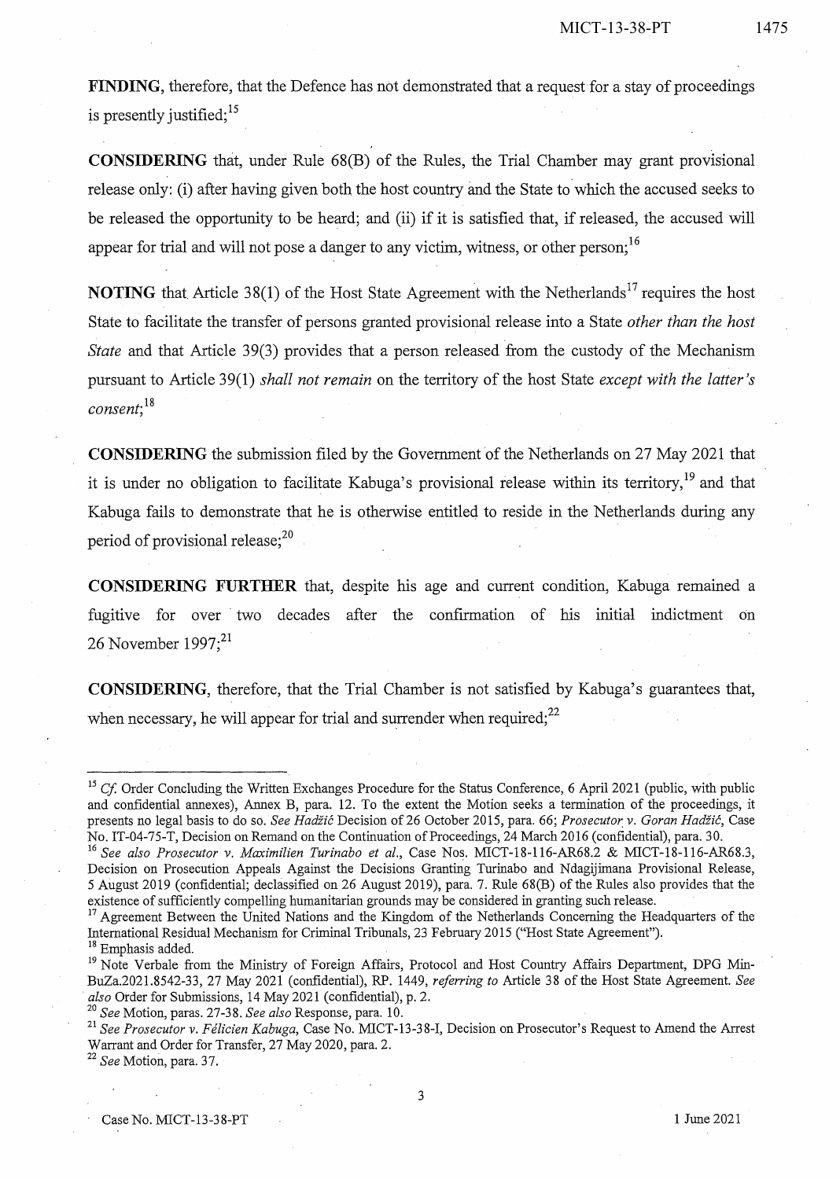**FINDING**, therefore, that the Defence has not demonstrated that a request for a stay of proceedings is presently justified;[15]

**CONSIDERING** that, under Rule 68(B) of the Rules, the Trial Chamber may grant provisional release only: (i) after having given both the host country and the State to which the accused seeks to be released the opportunity to be heard; and (ii) if it is satisfied that, if released, the accused will appear for trial and will not pose a danger to any victim, witness, or other person;[16]

**NOTING** that Article 38(1) of the Host State Agreement with the Netherlands[17] requires the host State to facilitate the transfer of persons granted provisional release into a State *other than the host State* and that Article 39(3) provides that a person released from the custody of the Mechanism pursuant to Article 39(1) *shall not remain* on the territory of the host State *except with the latter's consent*;[18]

**CONSIDERING** the submission filed by the Government of the Netherlands on 27 May 2021 that it is under no obligation to facilitate Kabuga's provisional release within its territory,[19] and that Kabuga fails to demonstrate that he is otherwise entitled to reside in the Netherlands during any period of provisional release;[20]

**CONSIDERING FURTHER** that, despite his age and current condition, Kabuga remained a fugitive for over two decades after the confirmation of his initial indictment on 26 November 1997;[21]

**CONSIDERING**, therefore, that the Trial Chamber is not satisfied by Kabuga's guarantees that, when necessary, he will appear for trial and surrender when required;[22]

---

[15] *Cf.* Order Concluding the Written Exchanges Procedure for the Status Conference, 6 April 2021 (public, with public and confidential annexes), Annex B, para. 12. To the extent the Motion seeks a termination of the proceedings, it presents no legal basis to do so. *See Hadžić* Decision of 26 October 2015, para. 66; *Prosecutor v. Goran Hadžić*, Case No. IT-04-75-T, Decision on Remand on the Continuation of Proceedings, 24 March 2016 (confidential), para. 30.

[16] *See also Prosecutor v. Maximilien Turinabo et al.*, Case Nos. MICT-18-116-AR68.2 & MICT-18-116-AR68.3, Decision on Prosecution Appeals Against the Decisions Granting Turinabo and Ndagijimana Provisional Release, 5 August 2019 (confidential; declassified on 26 August 2019), para. 7. Rule 68(B) of the Rules also provides that the existence of sufficiently compelling humanitarian grounds may be considered in granting such release.

[17] Agreement Between the United Nations and the Kingdom of the Netherlands Concerning the Headquarters of the International Residual Mechanism for Criminal Tribunals, 23 February 2015 ("Host State Agreement").

[18] Emphasis added.

[19] Note Verbale from the Ministry of Foreign Affairs, Protocol and Host Country Affairs Department, DPG Min-BuZa.2021.8542-33, 27 May 2021 (confidential), RP. 1449, *referring to* Article 38 of the Host State Agreement. *See also* Order for Submissions, 14 May 2021 (confidential), p. 2.

[20] *See* Motion, paras. 27-38. *See also* Response, para. 10.

[21] *See Prosecutor v. Félicien Kabuga*, Case No. MICT-13-38-I, Decision on Prosecutor's Request to Amend the Arrest Warrant and Order for Transfer, 27 May 2020, para. 2.

[22] *See* Motion, para. 37.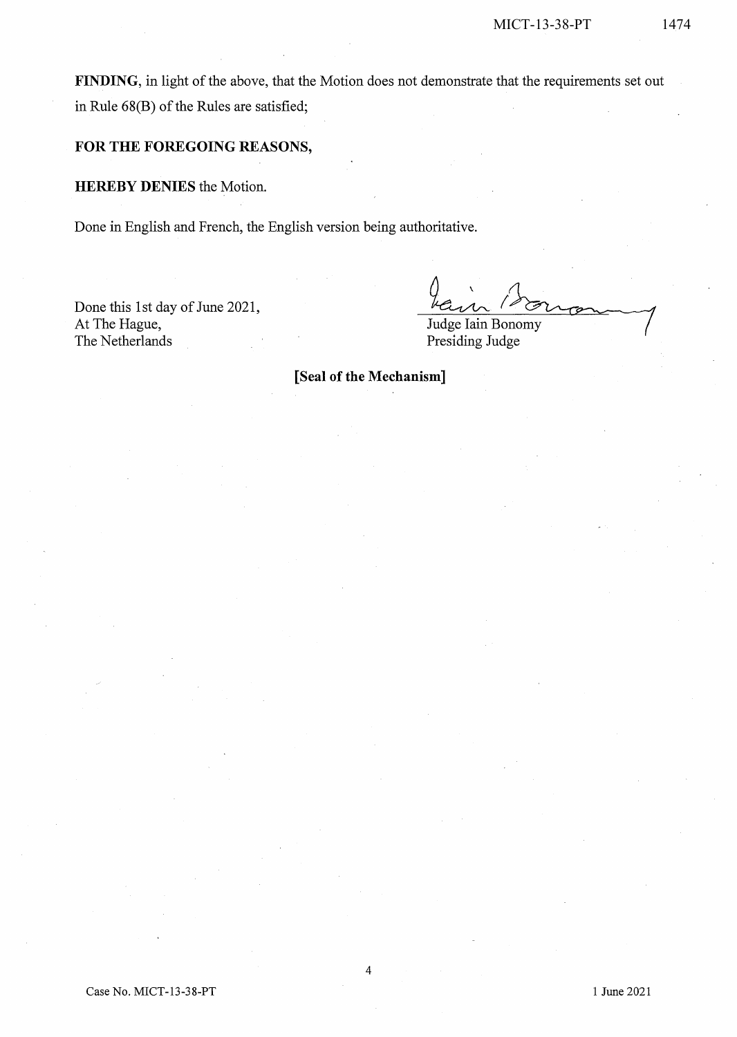**FINDING**, in light of the above, that the Motion does not demonstrate that the requirements set out in Rule 68(B) of the Rules are satisfied;

**FOR THE FOREGOING REASONS,**

**HEREBY DENIES** the Motion.

Done in English and French, the English version being authoritative.

Done this 1st day of June 2021,
At The Hague,
The Netherlands

Judge Iain Bonomy
Presiding Judge

**[Seal of the Mechanism]**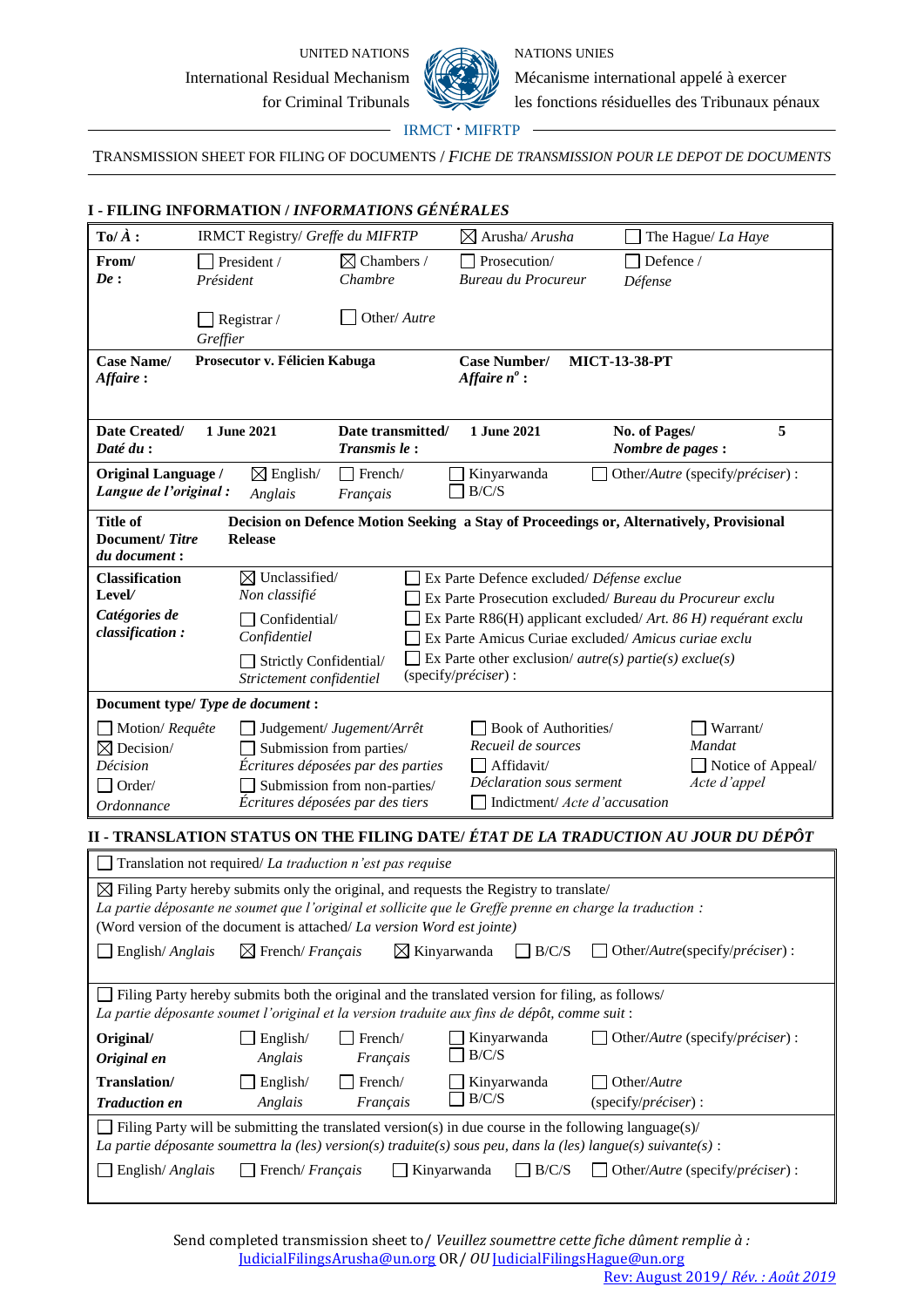UNITED NATIONS
International Residual Mechanism
for Criminal Tribunals

NATIONS UNIES
Mécanisme international appelé à exercer
les fonctions résiduelles des Tribunaux pénaux

IRMCT · MIFRTP

TRANSMISSION SHEET FOR FILING OF DOCUMENTS / *FICHE DE TRANSMISSION POUR LE DEPOT DE DOCUMENTS*

## I - FILING INFORMATION / *INFORMATIONS GÉNÉRALES*

| | | | | |
|---|---|---|---|---|
| **To/ *À* :** | IRMCT Registry/ *Greffe du MIFRTP* | | ☒ Arusha/ *Arusha* | ☐ The Hague/ *La Haye* |
| **From/ *De* :** | ☐ President / *Président* ☐ Registrar / *Greffier* | ☒ Chambers / *Chambre* ☐ Other/ *Autre* | ☐ Prosecution/ *Bureau du Procureur* | ☐ Defence / *Défense* |
| **Case Name/ *Affaire* :** | **Prosecutor v. Félicien Kabuga** | | **Case Number/ *Affaire n°* :** | **MICT-13-38-PT** |
| **Date Created/ *Daté du* :** | **1 June 2021** | **Date transmitted/ *Transmis le* :** **1 June 2021** | **No. of Pages/ *Nombre de pages* :** | **5** |
| **Original Language / *Langue de l'original* :** | ☒ English/ *Anglais* | ☐ French/ *Français* | ☐ Kinyarwanda ☐ B/C/S | ☐ Other/*Autre* (specify/*préciser*) : |
| **Title of Document/ *Titre du document* :** | **Decision on Defence Motion Seeking a Stay of Proceedings or, Alternatively, Provisional Release** | | | |
| **Classification Level/ *Catégories de classification* :** | ☒ Unclassified/ *Non classifié* ☐ Confidential/ *Confidentiel* ☐ Strictly Confidential/ *Strictement confidentiel* | ☐ Ex Parte Defence excluded/ *Défense exclue* ☐ Ex Parte Prosecution excluded/ *Bureau du Procureur exclu* ☐ Ex Parte R86(H) applicant excluded/ *Art. 86 H) requérant exclu* ☐ Ex Parte Amicus Curiae excluded/ *Amicus curiae exclu* ☐ Ex Parte other exclusion/ *autre(s) partie(s) exclue(s)* (specify/*préciser*) : | | | |
| **Document type/ *Type de document* :** | | | | |
| ☐ Motion/ *Requête* ☒ Decision/ *Décision* ☐ Order/ *Ordonnance* | ☐ Judgement/ *Jugement/Arrêt* ☐ Submission from parties/ *Écritures déposées par des parties* ☐ Submission from non-parties/ *Écritures déposées par des tiers* | ☐ Book of Authorities/ *Recueil de sources* ☐ Affidavit/ *Déclaration sous serment* ☐ Indictment/ *Acte d'accusation* | ☐ Warrant/ *Mandat* ☐ Notice of Appeal/ *Acte d'appel* | |

## II - TRANSLATION STATUS ON THE FILING DATE/ *ÉTAT DE LA TRADUCTION AU JOUR DU DÉPÔT*

☐ Translation not required/ *La traduction n'est pas requise*

☒ Filing Party hereby submits only the original, and requests the Registry to translate/
*La partie déposante ne soumet que l'original et sollicite que le Greffe prenne en charge la traduction :*
(Word version of the document is attached/ *La version Word est jointe)*

☐ English/ *Anglais* ☒ French/ *Français* ☒ Kinyarwanda ☐ B/C/S ☐ Other/*Autre*(specify/*préciser*) :

☐ Filing Party hereby submits both the original and the translated version for filing, as follows/
*La partie déposante soumet l'original et la version traduite aux fins de dépôt, comme suit :*

| | | | | |
|---|---|---|---|---|
| **Original/ *Original en*** | ☐ English/ *Anglais* | ☐ French/ *Français* | ☐ Kinyarwanda ☐ B/C/S | ☐ Other/*Autre* (specify/*préciser*) : |
| **Translation/ *Traduction en*** | ☐ English/ *Anglais* | ☐ French/ *Français* | ☐ Kinyarwanda ☐ B/C/S | ☐ Other/*Autre* (specify/*préciser*) : |

☐ Filing Party will be submitting the translated version(s) in due course in the following language(s)/
*La partie déposante soumettra la (les) version(s) traduite(s) sous peu, dans la (les) langue(s) suivante(s) :*

☐ English/ *Anglais* ☐ French/ *Français* ☐ Kinyarwanda ☐ B/C/S ☐ Other/*Autre* (specify/*préciser*) :

Send completed transmission sheet to/ *Veuillez soumettre cette fiche dûment remplie à :*
JudicialFilingsArusha@un.org OR/ *OU* JudicialFilingsHague@un.org

Rev: August 2019/ *Rév. : Août 2019*